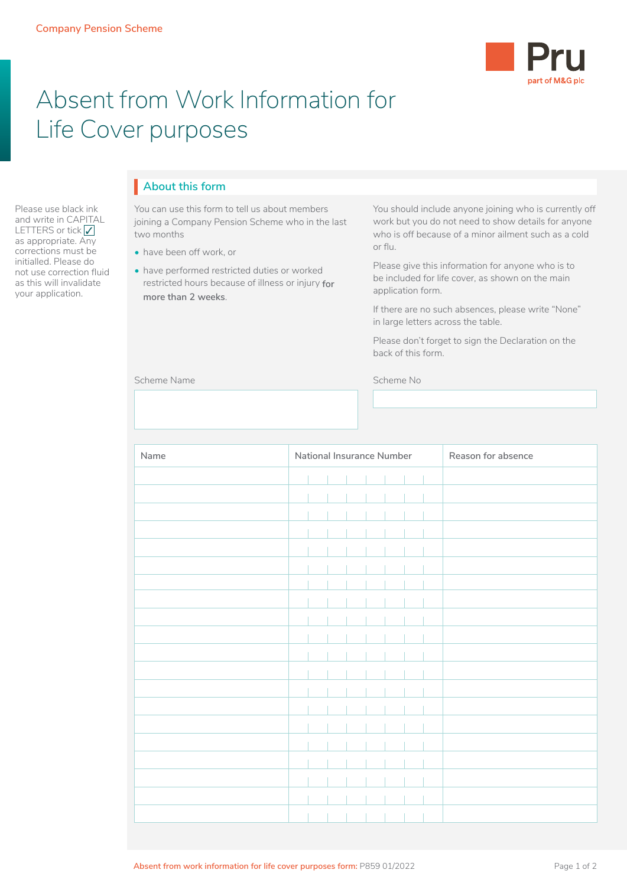Company Pension Scheme

Pru
part of M&G plc

# Absent from Work Information for Life Cover purposes

Please use black ink and write in CAPITAL LETTERS or tick ✓ as appropriate. Any corrections must be initialled. Please do not use correction fluid as this will invalidate your application.

## About this form

You can use this form to tell us about members joining a Company Pension Scheme who in the last two months

- have been off work, or
- have performed restricted duties or worked restricted hours because of illness or injury for more than 2 weeks.

You should include anyone joining who is currently off work but you do not need to show details for anyone who is off because of a minor ailment such as a cold or flu.

Please give this information for anyone who is to be included for life cover, as shown on the main application form.

If there are no such absences, please write "None" in large letters across the table.

Please don't forget to sign the Declaration on the back of this form.

Scheme Name

Scheme No

| Name | National Insurance Number | Reason for absence |
|---|---|---|
| | | |
| | | |
| | | |
| | | |
| | | |
| | | |
| | | |
| | | |
| | | |
| | | |
| | | |
| | | |
| | | |
| | | |
| | | |
| | | |
| | | |
| | | |
| | | |
| | | |

Absent from work information for life cover purposes form: P859 01/2022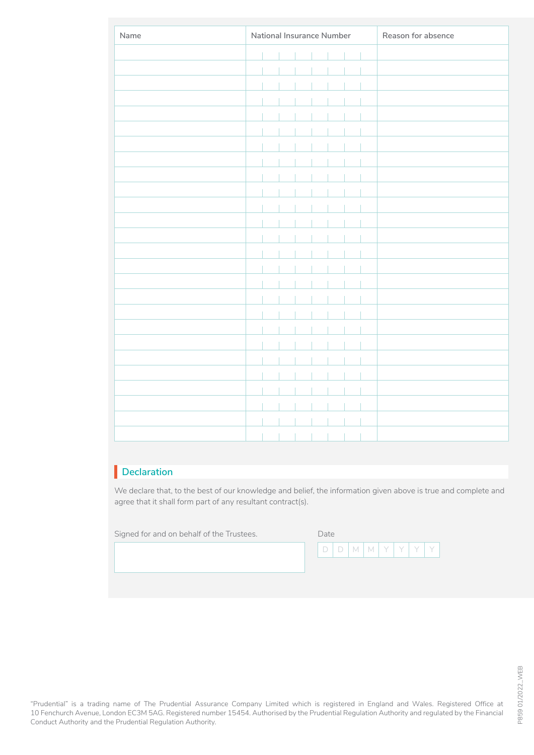| Name | National Insurance Number | Reason for absence |
|---|---|---|
| | | |
| | | |
| | | |
| | | |
| | | |
| | | |
| | | |
| | | |
| | | |
| | | |
| | | |
| | | |
| | | |
| | | |
| | | |
| | | |
| | | |
| | | |
| | | |
| | | |
| | | |
| | | |
| | | |
| | | |
| | | |
| | | |

## Declaration

We declare that, to the best of our knowledge and belief, the information given above is true and complete and agree that it shall form part of any resultant contract(s).

Signed for and on behalf of the Trustees.

Date

D D M M Y Y Y Y

"Prudential" is a trading name of The Prudential Assurance Company Limited which is registered in England and Wales. Registered Office at 10 Fenchurch Avenue, London EC3M 5AG. Registered number 15454. Authorised by the Prudential Regulation Authority and regulated by the Financial Conduct Authority and the Prudential Regulation Authority.

P859 01/2022_WEB